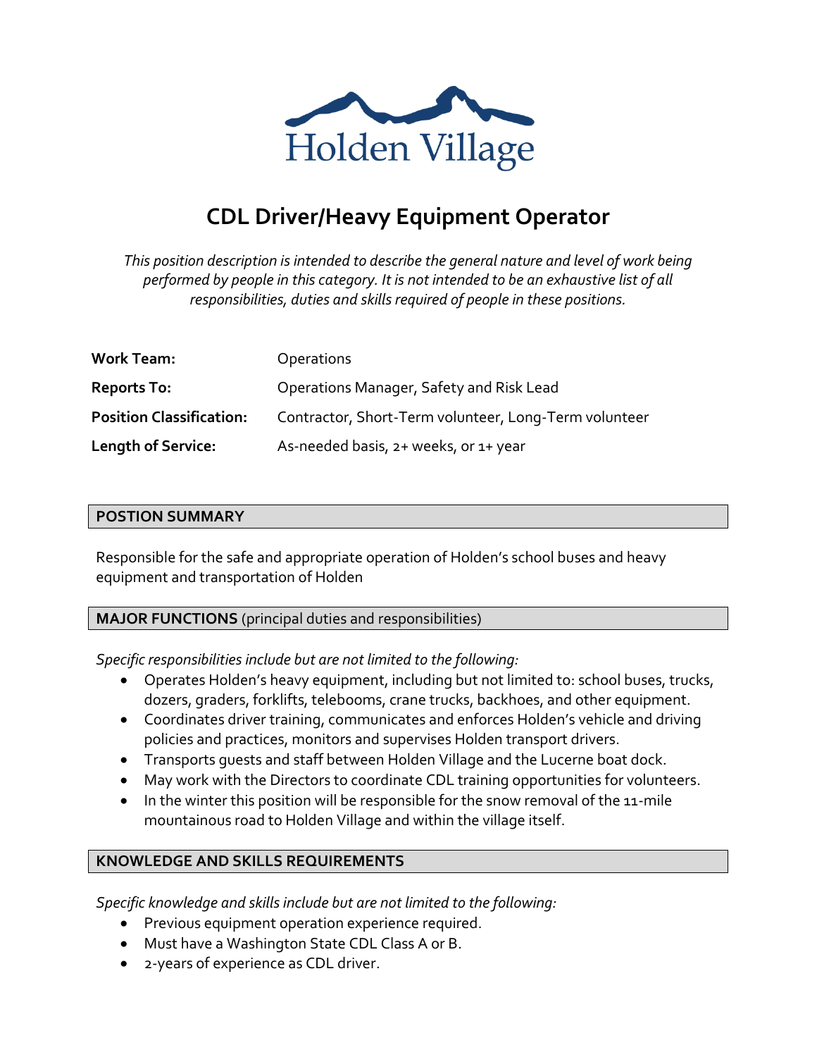Holden Village

# CDL Driver/Heavy Equipment Operator

*This position description is intended to describe the general nature and level of work being performed by people in this category. It is not intended to be an exhaustive list of all responsibilities, duties and skills required of people in these positions.*

| | |
|---|---|
| **Work Team:** | Operations |
| **Reports To:** | Operations Manager, Safety and Risk Lead |
| **Position Classification:** | Contractor, Short-Term volunteer, Long-Term volunteer |
| **Length of Service:** | As-needed basis, 2+ weeks, or 1+ year |

## POSTION SUMMARY

Responsible for the safe and appropriate operation of Holden's school buses and heavy equipment and transportation of Holden

## MAJOR FUNCTIONS (principal duties and responsibilities)

*Specific responsibilities include but are not limited to the following:*

- Operates Holden's heavy equipment, including but not limited to: school buses, trucks, dozers, graders, forklifts, telebooms, crane trucks, backhoes, and other equipment.
- Coordinates driver training, communicates and enforces Holden's vehicle and driving policies and practices, monitors and supervises Holden transport drivers.
- Transports guests and staff between Holden Village and the Lucerne boat dock.
- May work with the Directors to coordinate CDL training opportunities for volunteers.
- In the winter this position will be responsible for the snow removal of the 11-mile mountainous road to Holden Village and within the village itself.

## KNOWLEDGE AND SKILLS REQUIREMENTS

*Specific knowledge and skills include but are not limited to the following:*

- Previous equipment operation experience required.
- Must have a Washington State CDL Class A or B.
- 2-years of experience as CDL driver.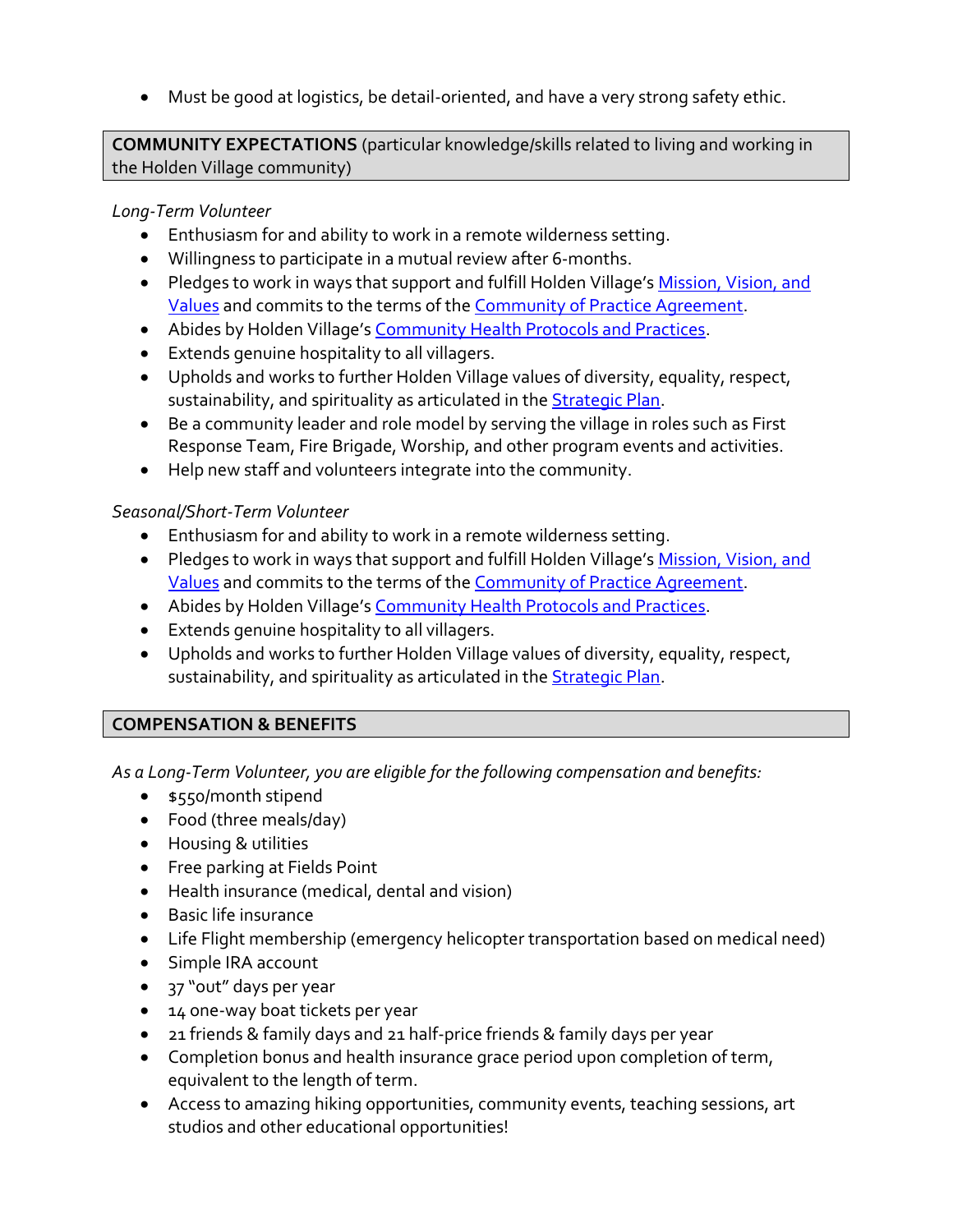- Must be good at logistics, be detail-oriented, and have a very strong safety ethic.

## COMMUNITY EXPECTATIONS (particular knowledge/skills related to living and working in the Holden Village community)

*Long-Term Volunteer*

- Enthusiasm for and ability to work in a remote wilderness setting.
- Willingness to participate in a mutual review after 6-months.
- Pledges to work in ways that support and fulfill Holden Village's Mission, Vision, and Values and commits to the terms of the Community of Practice Agreement.
- Abides by Holden Village's Community Health Protocols and Practices.
- Extends genuine hospitality to all villagers.
- Upholds and works to further Holden Village values of diversity, equality, respect, sustainability, and spirituality as articulated in the Strategic Plan.
- Be a community leader and role model by serving the village in roles such as First Response Team, Fire Brigade, Worship, and other program events and activities.
- Help new staff and volunteers integrate into the community.

*Seasonal/Short-Term Volunteer*

- Enthusiasm for and ability to work in a remote wilderness setting.
- Pledges to work in ways that support and fulfill Holden Village's Mission, Vision, and Values and commits to the terms of the Community of Practice Agreement.
- Abides by Holden Village's Community Health Protocols and Practices.
- Extends genuine hospitality to all villagers.
- Upholds and works to further Holden Village values of diversity, equality, respect, sustainability, and spirituality as articulated in the Strategic Plan.

## COMPENSATION & BENEFITS

*As a Long-Term Volunteer, you are eligible for the following compensation and benefits:*

- $550/month stipend
- Food (three meals/day)
- Housing & utilities
- Free parking at Fields Point
- Health insurance (medical, dental and vision)
- Basic life insurance
- Life Flight membership (emergency helicopter transportation based on medical need)
- Simple IRA account
- 37 "out" days per year
- 14 one-way boat tickets per year
- 21 friends & family days and 21 half-price friends & family days per year
- Completion bonus and health insurance grace period upon completion of term, equivalent to the length of term.
- Access to amazing hiking opportunities, community events, teaching sessions, art studios and other educational opportunities!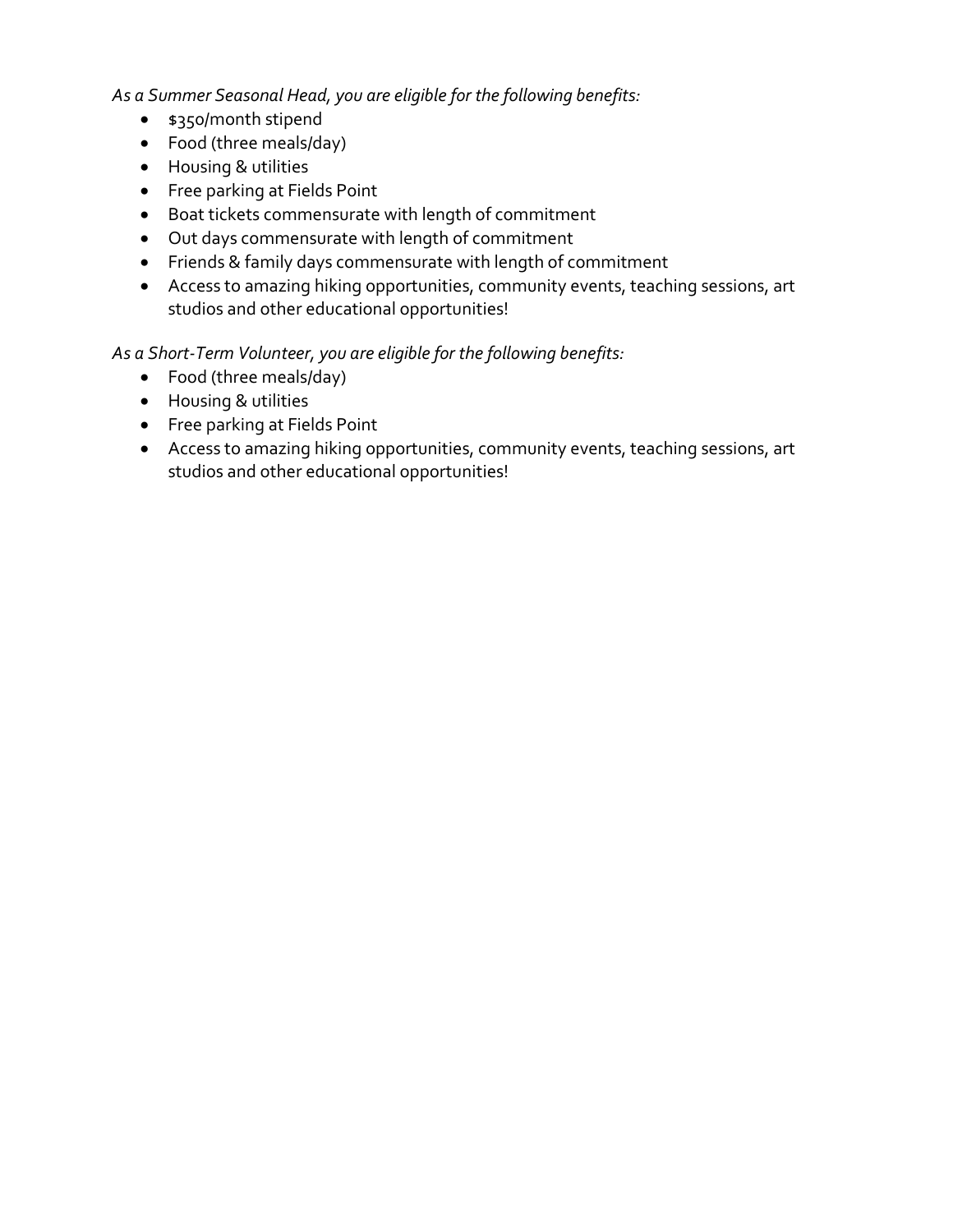*As a Summer Seasonal Head, you are eligible for the following benefits:*

- $350/month stipend
- Food (three meals/day)
- Housing & utilities
- Free parking at Fields Point
- Boat tickets commensurate with length of commitment
- Out days commensurate with length of commitment
- Friends & family days commensurate with length of commitment
- Access to amazing hiking opportunities, community events, teaching sessions, art studios and other educational opportunities!

*As a Short-Term Volunteer, you are eligible for the following benefits:*

- Food (three meals/day)
- Housing & utilities
- Free parking at Fields Point
- Access to amazing hiking opportunities, community events, teaching sessions, art studios and other educational opportunities!